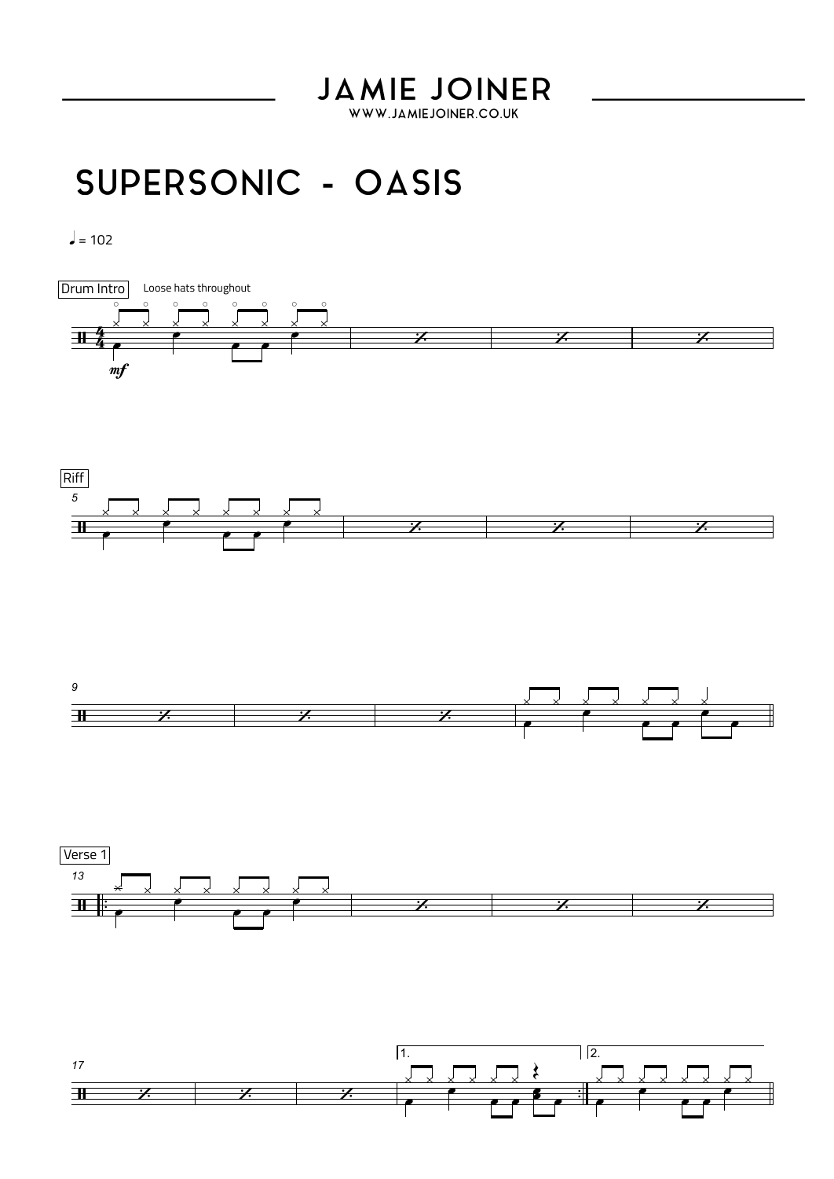# JAMIE JOINER

WWW.JAMIEJOINER.CO.UK

## SUPERSONIC - OASIS

♩ = 102

Drum Intro

Loose hats throughout

*mf*

Riff

5

9

Verse 1

13

17

1.

2.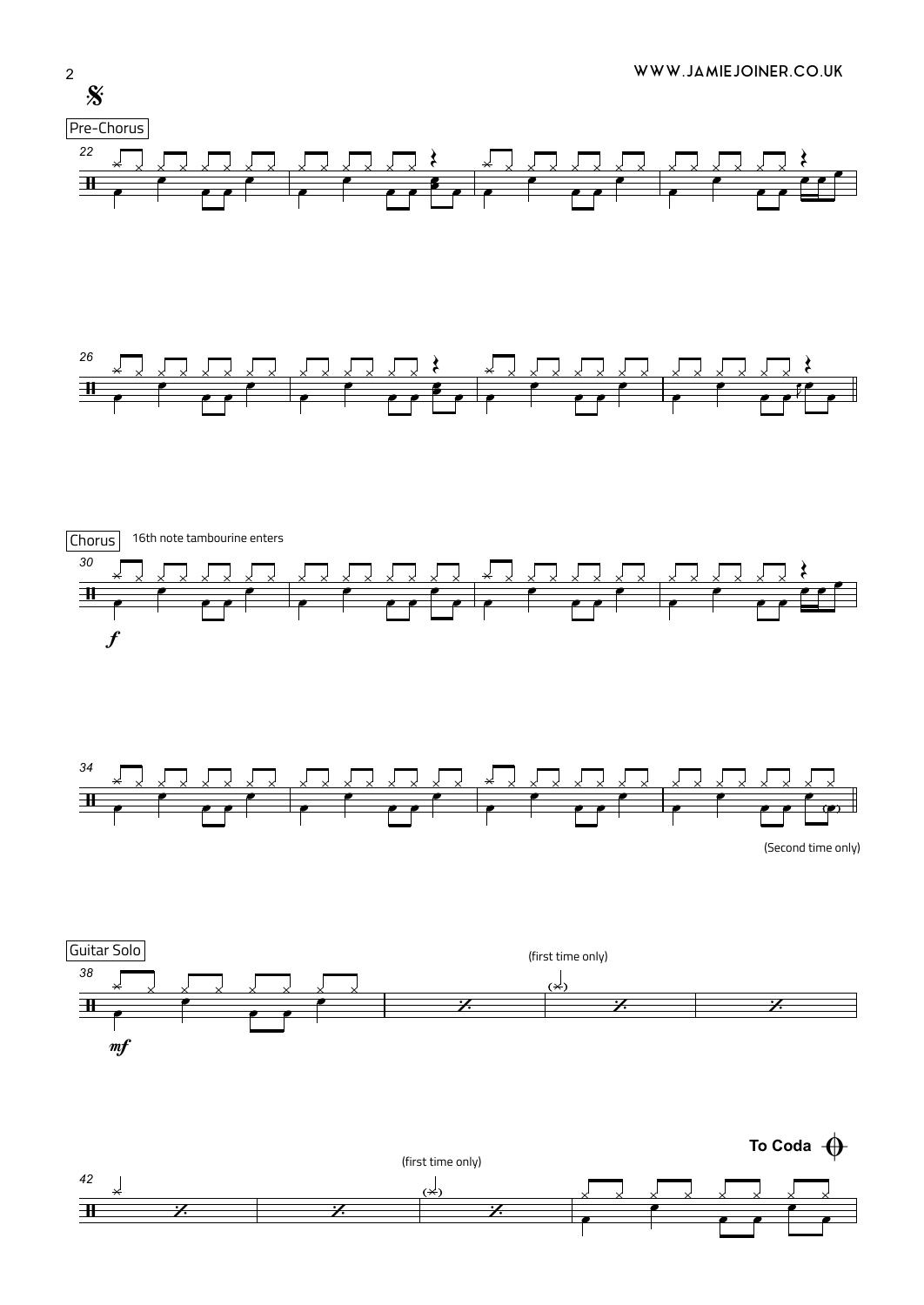Pre-Chorus

Chorus

16th note tambourine enters

*f*

(Second time only)

Guitar Solo

(first time only)

*mf*

(first time only)

**To Coda**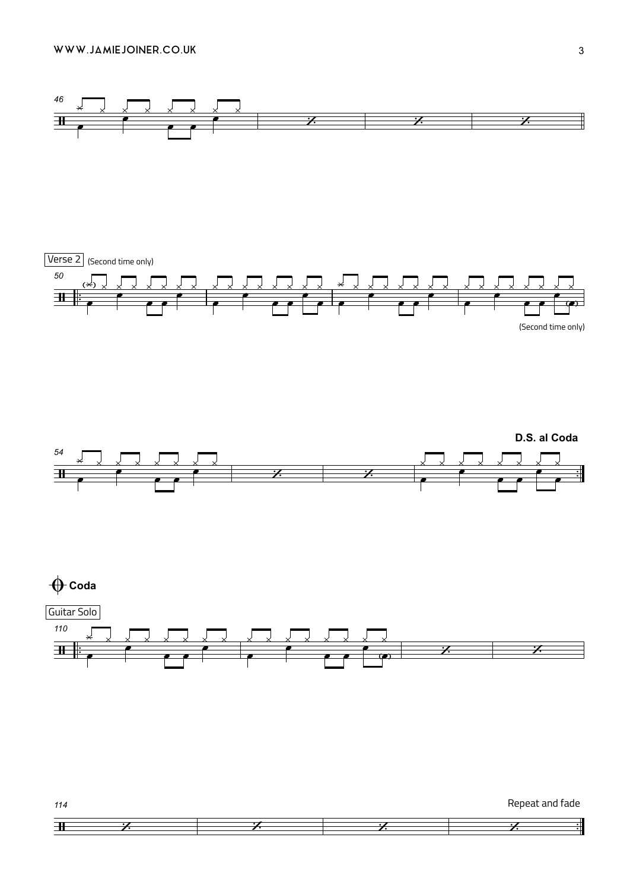46

Verse 2 (Second time only)

50

(Second time only)

D.S. al Coda

54

Coda

Guitar Solo

110

114

Repeat and fade